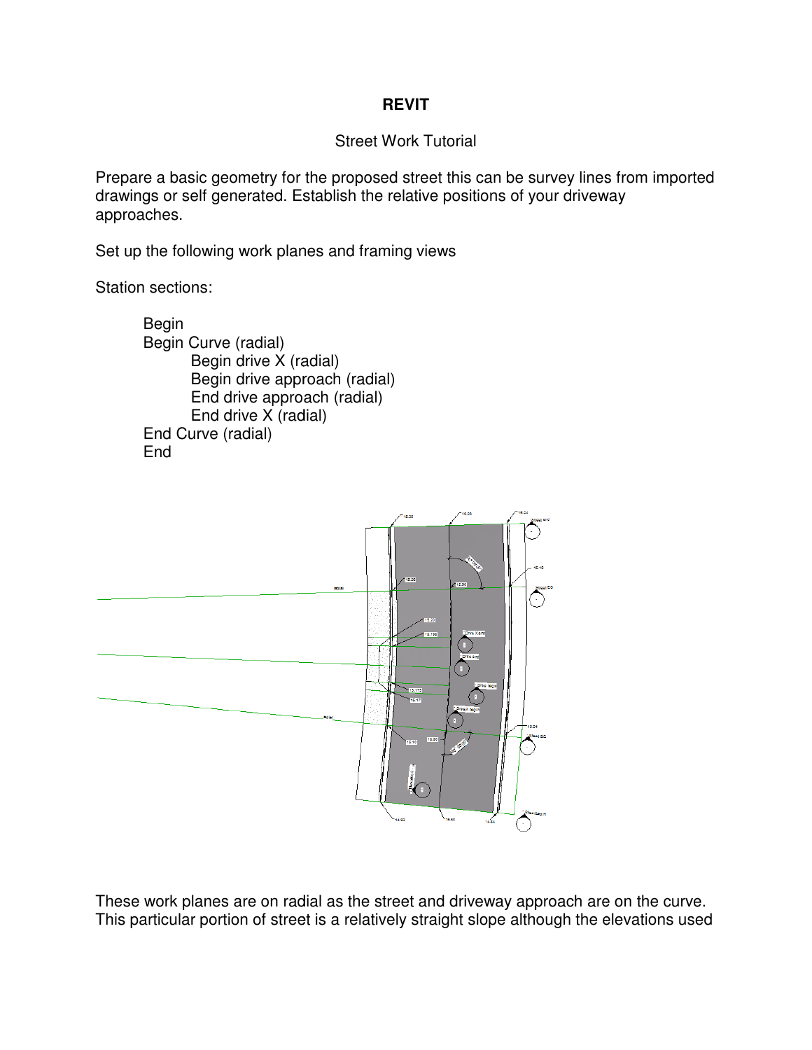# REVIT

Street Work Tutorial

Prepare a basic geometry for the proposed street this can be survey lines from imported drawings or self generated. Establish the relative positions of your driveway approaches.

Set up the following work planes and framing views

Station sections:

- Begin
- Begin Curve (radial)
    - Begin drive X (radial)
    - Begin drive approach (radial)
    - End drive approach (radial)
    - End drive X (radial)
- End Curve (radial)
- End

These work planes are on radial as the street and driveway approach are on the curve. This particular portion of street is a relatively straight slope although the elevations used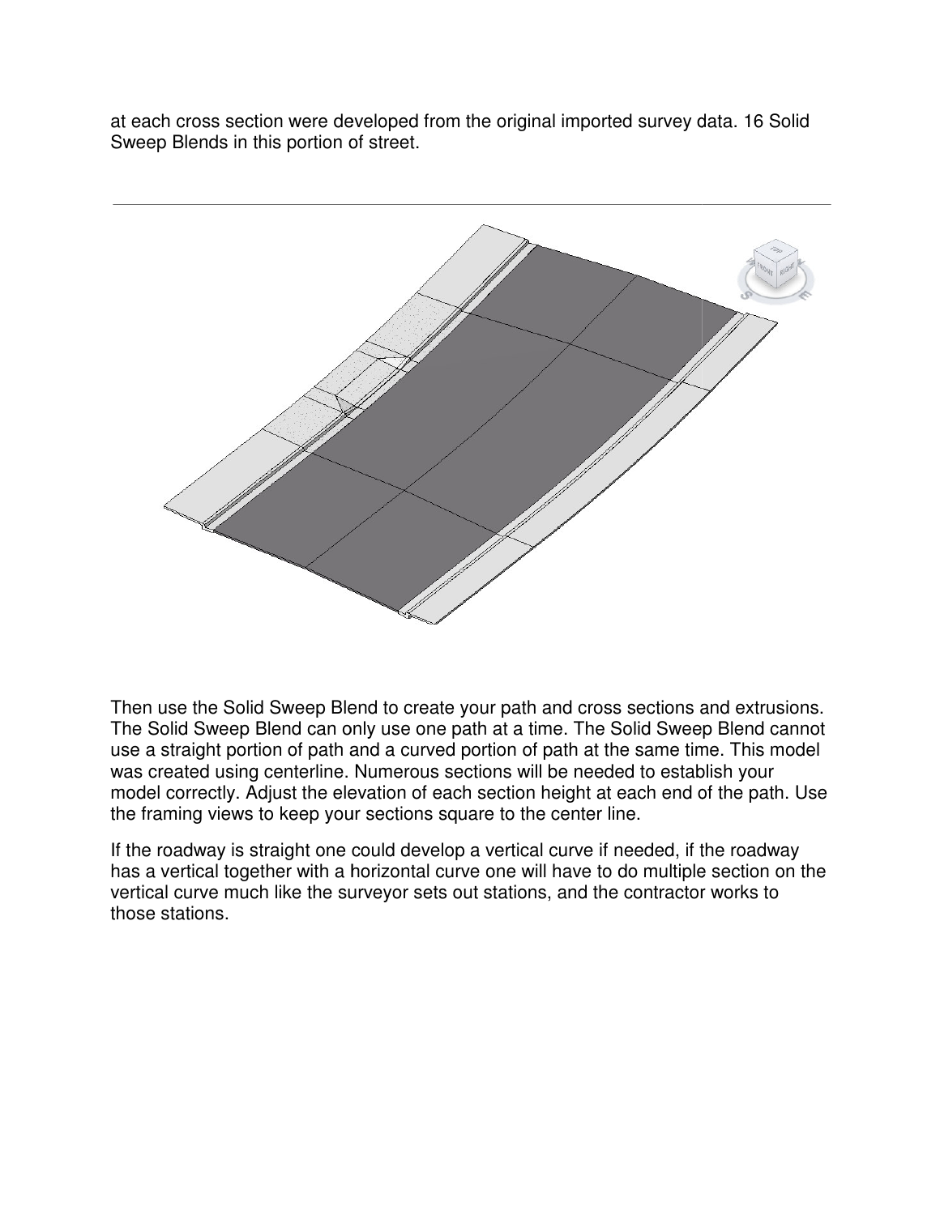at each cross section were developed from the original imported survey data. 16 Solid Sweep Blends in this portion of street.

---

Then use the Solid Sweep Blend to create your path and cross sections and extrusions. The Solid Sweep Blend can only use one path at a time. The Solid Sweep Blend cannot use a straight portion of path and a curved portion of path at the same time. This model was created using centerline. Numerous sections will be needed to establish your model correctly. Adjust the elevation of each section height at each end of the path. Use the framing views to keep your sections square to the center line.

If the roadway is straight one could develop a vertical curve if needed, if the roadway has a vertical together with a horizontal curve one will have to do multiple section on the vertical curve much like the surveyor sets out stations, and the contractor works to those stations.